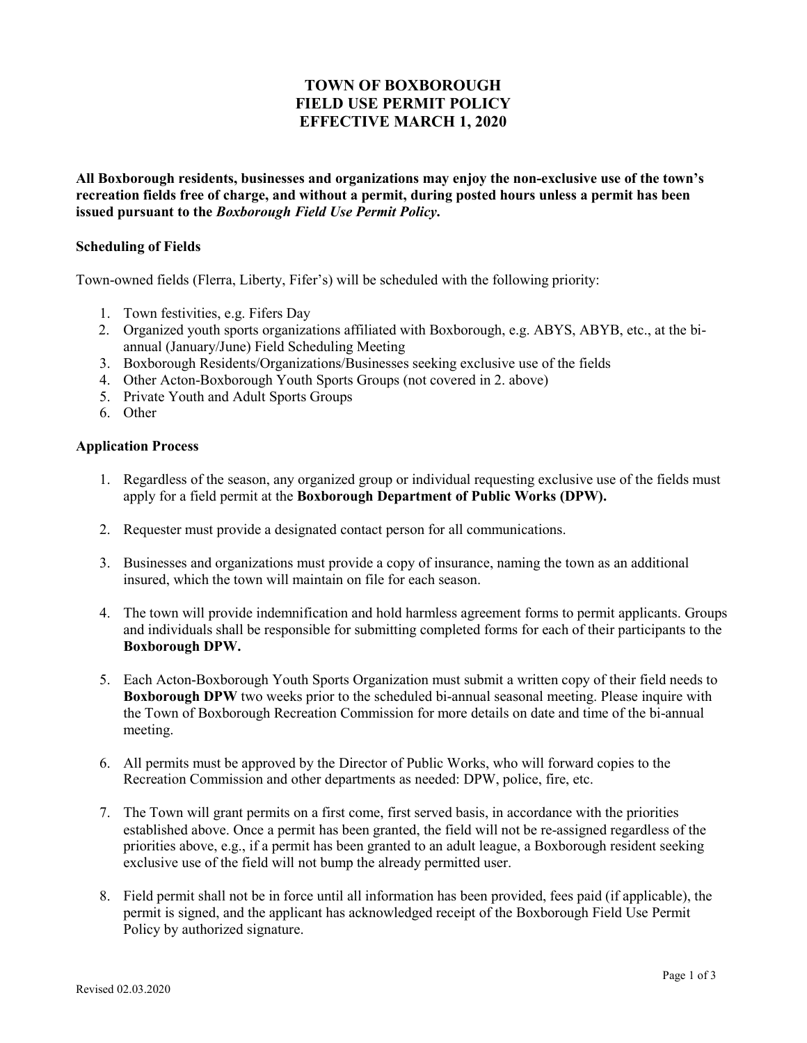# TOWN OF BOXBOROUGH
# FIELD USE PERMIT POLICY
# EFFECTIVE MARCH 1, 2020

**All Boxborough residents, businesses and organizations may enjoy the non-exclusive use of the town's recreation fields free of charge, and without a permit, during posted hours unless a permit has been issued pursuant to the *Boxborough Field Use Permit Policy*.**

### Scheduling of Fields

Town-owned fields (Flerra, Liberty, Fifer's) will be scheduled with the following priority:

1. Town festivities, e.g. Fifers Day
2. Organized youth sports organizations affiliated with Boxborough, e.g. ABYS, ABYB, etc., at the bi-annual (January/June) Field Scheduling Meeting
3. Boxborough Residents/Organizations/Businesses seeking exclusive use of the fields
4. Other Acton-Boxborough Youth Sports Groups (not covered in 2. above)
5. Private Youth and Adult Sports Groups
6. Other

### Application Process

1. Regardless of the season, any organized group or individual requesting exclusive use of the fields must apply for a field permit at the **Boxborough Department of Public Works (DPW).**

2. Requester must provide a designated contact person for all communications.

3. Businesses and organizations must provide a copy of insurance, naming the town as an additional insured, which the town will maintain on file for each season.

4. The town will provide indemnification and hold harmless agreement forms to permit applicants. Groups and individuals shall be responsible for submitting completed forms for each of their participants to the **Boxborough DPW.**

5. Each Acton-Boxborough Youth Sports Organization must submit a written copy of their field needs to **Boxborough DPW** two weeks prior to the scheduled bi-annual seasonal meeting. Please inquire with the Town of Boxborough Recreation Commission for more details on date and time of the bi-annual meeting.

6. All permits must be approved by the Director of Public Works, who will forward copies to the Recreation Commission and other departments as needed: DPW, police, fire, etc.

7. The Town will grant permits on a first come, first served basis, in accordance with the priorities established above. Once a permit has been granted, the field will not be re-assigned regardless of the priorities above, e.g., if a permit has been granted to an adult league, a Boxborough resident seeking exclusive use of the field will not bump the already permitted user.

8. Field permit shall not be in force until all information has been provided, fees paid (if applicable), the permit is signed, and the applicant has acknowledged receipt of the Boxborough Field Use Permit Policy by authorized signature.

Revised 02.03.2020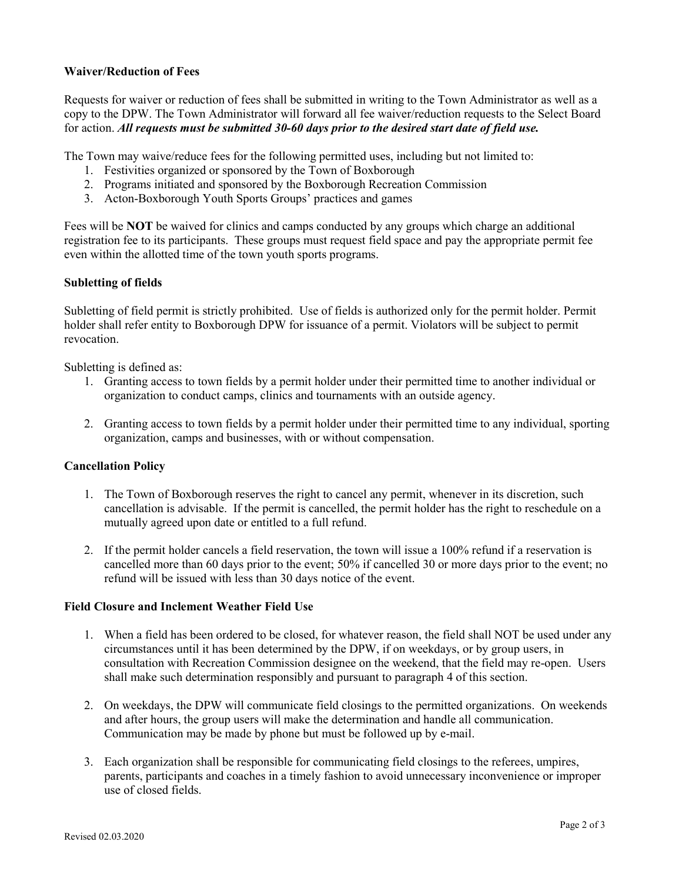**Waiver/Reduction of Fees**

Requests for waiver or reduction of fees shall be submitted in writing to the Town Administrator as well as a copy to the DPW. The Town Administrator will forward all fee waiver/reduction requests to the Select Board for action. ***All requests must be submitted 30-60 days prior to the desired start date of field use.***

The Town may waive/reduce fees for the following permitted uses, including but not limited to:

1. Festivities organized or sponsored by the Town of Boxborough
2. Programs initiated and sponsored by the Boxborough Recreation Commission
3. Acton-Boxborough Youth Sports Groups' practices and games

Fees will be **NOT** be waived for clinics and camps conducted by any groups which charge an additional registration fee to its participants. These groups must request field space and pay the appropriate permit fee even within the allotted time of the town youth sports programs.

**Subletting of fields**

Subletting of field permit is strictly prohibited. Use of fields is authorized only for the permit holder. Permit holder shall refer entity to Boxborough DPW for issuance of a permit. Violators will be subject to permit revocation.

Subletting is defined as:

1. Granting access to town fields by a permit holder under their permitted time to another individual or organization to conduct camps, clinics and tournaments with an outside agency.

2. Granting access to town fields by a permit holder under their permitted time to any individual, sporting organization, camps and businesses, with or without compensation.

**Cancellation Policy**

1. The Town of Boxborough reserves the right to cancel any permit, whenever in its discretion, such cancellation is advisable. If the permit is cancelled, the permit holder has the right to reschedule on a mutually agreed upon date or entitled to a full refund.

2. If the permit holder cancels a field reservation, the town will issue a 100% refund if a reservation is cancelled more than 60 days prior to the event; 50% if cancelled 30 or more days prior to the event; no refund will be issued with less than 30 days notice of the event.

**Field Closure and Inclement Weather Field Use**

1. When a field has been ordered to be closed, for whatever reason, the field shall NOT be used under any circumstances until it has been determined by the DPW, if on weekdays, or by group users, in consultation with Recreation Commission designee on the weekend, that the field may re-open. Users shall make such determination responsibly and pursuant to paragraph 4 of this section.

2. On weekdays, the DPW will communicate field closings to the permitted organizations. On weekends and after hours, the group users will make the determination and handle all communication. Communication may be made by phone but must be followed up by e-mail.

3. Each organization shall be responsible for communicating field closings to the referees, umpires, parents, participants and coaches in a timely fashion to avoid unnecessary inconvenience or improper use of closed fields.

Revised 02.03.2020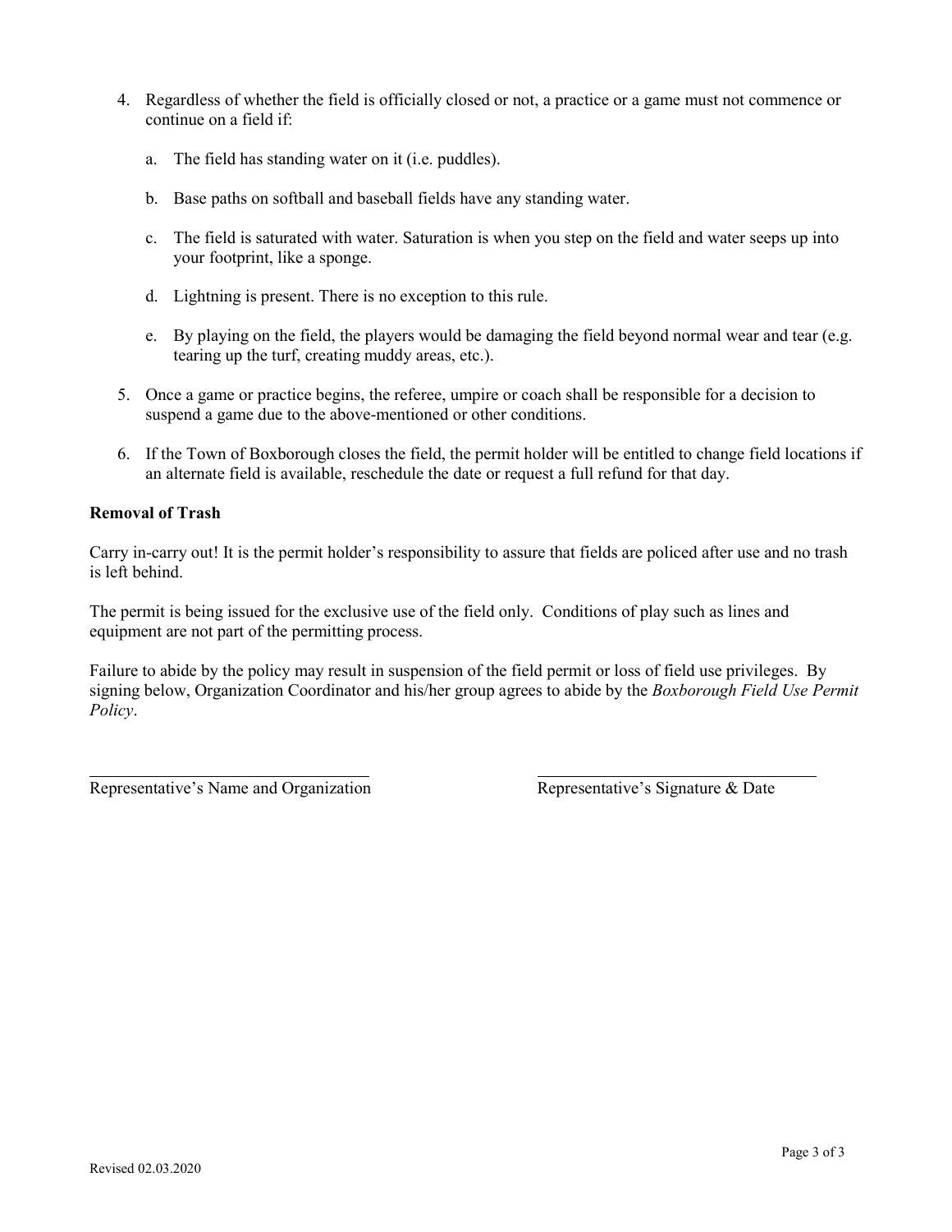4. Regardless of whether the field is officially closed or not, a practice or a game must not commence or continue on a field if:

   a. The field has standing water on it (i.e. puddles).

   b. Base paths on softball and baseball fields have any standing water.

   c. The field is saturated with water. Saturation is when you step on the field and water seeps up into your footprint, like a sponge.

   d. Lightning is present. There is no exception to this rule.

   e. By playing on the field, the players would be damaging the field beyond normal wear and tear (e.g. tearing up the turf, creating muddy areas, etc.).

5. Once a game or practice begins, the referee, umpire or coach shall be responsible for a decision to suspend a game due to the above-mentioned or other conditions.

6. If the Town of Boxborough closes the field, the permit holder will be entitled to change field locations if an alternate field is available, reschedule the date or request a full refund for that day.

**Removal of Trash**

Carry in-carry out! It is the permit holder's responsibility to assure that fields are policed after use and no trash is left behind.

The permit is being issued for the exclusive use of the field only. Conditions of play such as lines and equipment are not part of the permitting process.

Failure to abide by the policy may result in suspension of the field permit or loss of field use privileges. By signing below, Organization Coordinator and his/her group agrees to abide by the *Boxborough Field Use Permit Policy*.

\_\_\_\_\_\_\_\_\_\_\_\_\_\_\_\_\_\_\_\_\_\_\_\_\_\_\_\_\_\_\_\_\_\_\_\_
Representative's Name and Organization

\_\_\_\_\_\_\_\_\_\_\_\_\_\_\_\_\_\_\_\_\_\_\_\_\_\_\_\_\_\_\_\_\_\_\_\_
Representative's Signature & Date

Revised 02.03.2020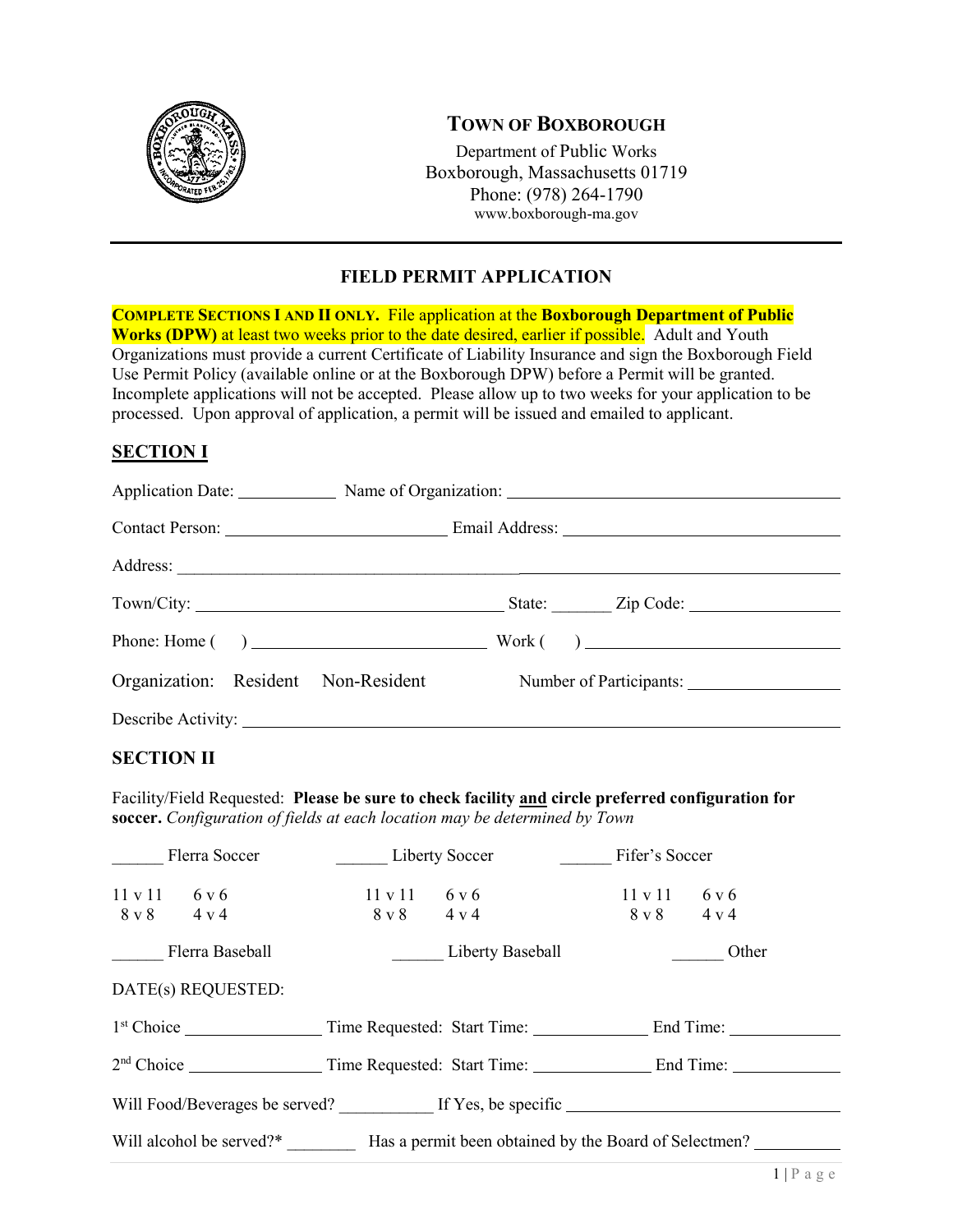# TOWN OF BOXBOROUGH

Department of Public Works
Boxborough, Massachusetts 01719
Phone: (978) 264-1790
www.boxborough-ma.gov

## FIELD PERMIT APPLICATION

**COMPLETE SECTIONS I AND II ONLY.** File application at the **Boxborough Department of Public Works (DPW)** at least two weeks prior to the date desired, earlier if possible. Adult and Youth Organizations must provide a current Certificate of Liability Insurance and sign the Boxborough Field Use Permit Policy (available online or at the Boxborough DPW) before a Permit will be granted. Incomplete applications will not be accepted. Please allow up to two weeks for your application to be processed. Upon approval of application, a permit will be issued and emailed to applicant.

## SECTION I

Application Date: ___________ Name of Organization: ______________________________

Contact Person: ________________________ Email Address: ______________________________

Address: ______________________________________________________________

Town/City: ________________________________ State: _______ Zip Code: _______________

Phone: Home ( ) ________________________ Work ( ) ___________________________

Organization: Resident Non-Resident Number of Participants: _______________

Describe Activity: ______________________________________________________________

## SECTION II

Facility/Field Requested: **Please be sure to check facility and circle preferred configuration for soccer.** *Configuration of fields at each location may be determined by Town*

______ Flerra Soccer ______ Liberty Soccer ______ Fifer's Soccer

| Flerra Soccer | | Liberty Soccer | | Fifer's Soccer | |
|---|---|---|---|---|---|
| 11 v 11 | 6 v 6 | 11 v 11 | 6 v 6 | 11 v 11 | 6 v 6 |
| 8 v 8 | 4 v 4 | 8 v 8 | 4 v 4 | 8 v 8 | 4 v 4 |

______ Flerra Baseball ______ Liberty Baseball ______ Other

DATE(s) REQUESTED:

1st Choice _______________ Time Requested: Start Time: ____________ End Time: ____________

2nd Choice _______________ Time Requested: Start Time: ____________ End Time: ____________

Will Food/Beverages be served? __________ If Yes, be specific ______________________________

Will alcohol be served?* ________ Has a permit been obtained by the Board of Selectmen? __________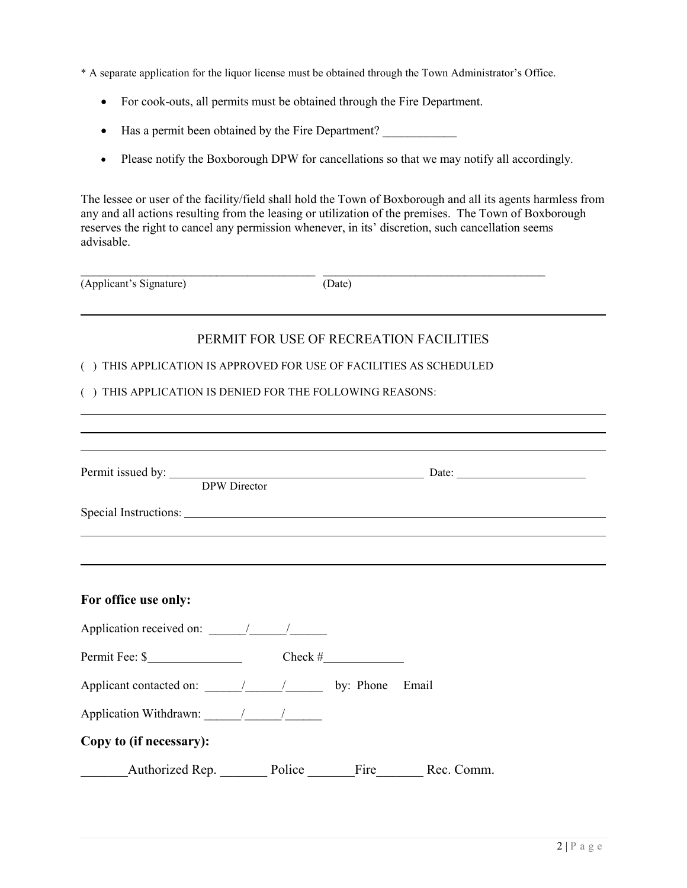* A separate application for the liquor license must be obtained through the Town Administrator's Office.

- For cook-outs, all permits must be obtained through the Fire Department.
- Has a permit been obtained by the Fire Department? ____________
- Please notify the Boxborough DPW for cancellations so that we may notify all accordingly.

The lessee or user of the facility/field shall hold the Town of Boxborough and all its agents harmless from any and all actions resulting from the leasing or utilization of the premises. The Town of Boxborough reserves the right to cancel any permission whenever, in its' discretion, such cancellation seems advisable.

________________________________________ ______________________________________
(Applicant's Signature) (Date)

---

PERMIT FOR USE OF RECREATION FACILITIES

( ) THIS APPLICATION IS APPROVED FOR USE OF FACILITIES AS SCHEDULED

( ) THIS APPLICATION IS DENIED FOR THE FOLLOWING REASONS:

_______________________________________________________________________________

_______________________________________________________________________________

_______________________________________________________________________________

Permit issued by: ____________________________________________ Date: ______________________
DPW Director

Special Instructions: ___________________________________________________________________

_______________________________________________________________________________

_______________________________________________________________________________

**For office use only:**

Application received on: ______/______/______

Permit Fee: $_______________ Check #_____________

Applicant contacted on: ______/______/______ by: Phone Email

Application Withdrawn: ______/______/______

**Copy to (if necessary):**

_______Authorized Rep. _______ Police _______Fire_______ Rec. Comm.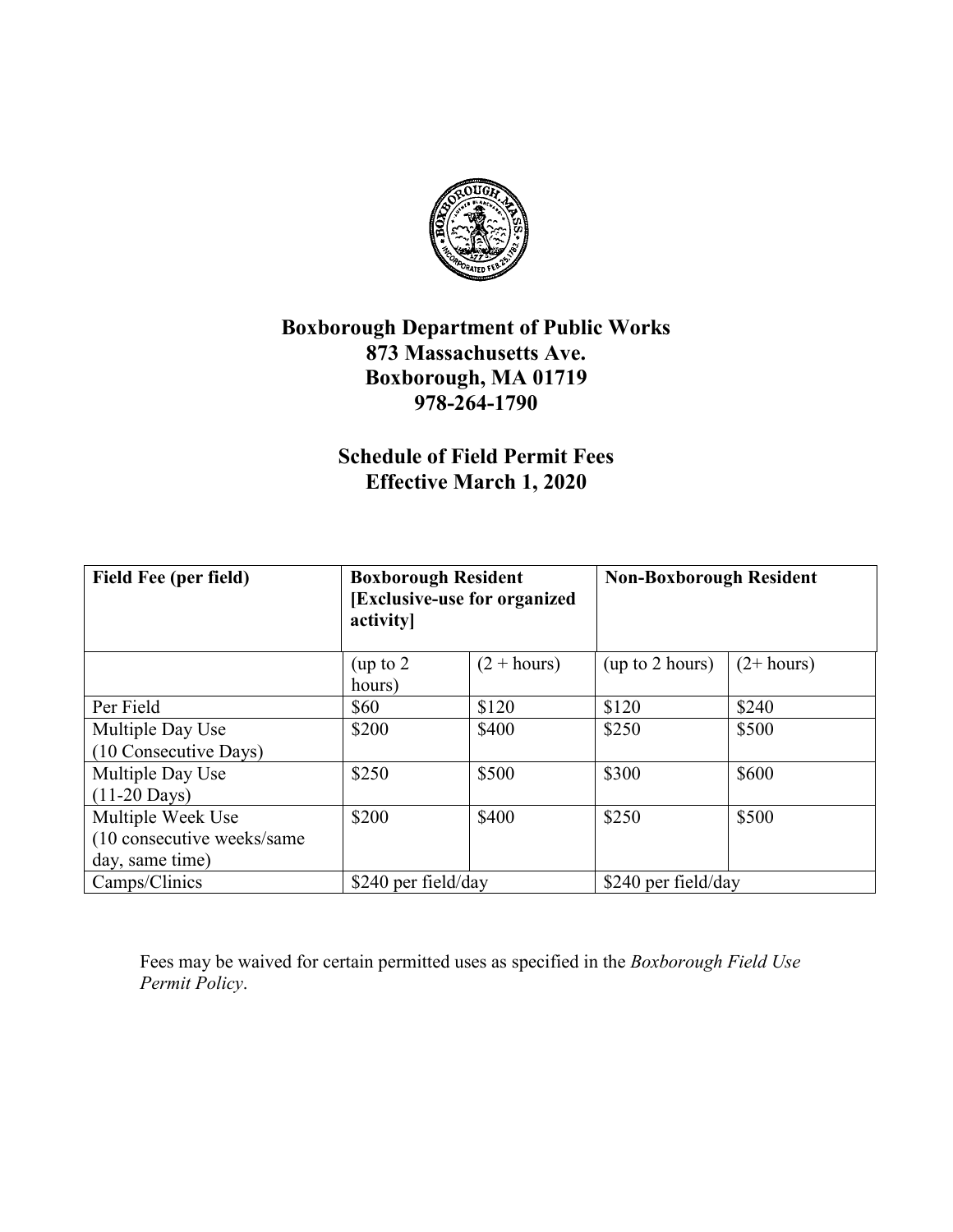**Boxborough Department of Public Works**
**873 Massachusetts Ave.**
**Boxborough, MA 01719**
**978-264-1790**

## Schedule of Field Permit Fees
## Effective March 1, 2020

| Field Fee (per field) | Boxborough Resident [Exclusive-use for organized activity] | | Non-Boxborough Resident | |
|---|---|---|---|---|
| | (up to 2 hours) | (2 + hours) | (up to 2 hours) | (2+ hours) |
| Per Field | $60 | $120 | $120 | $240 |
| Multiple Day Use (10 Consecutive Days) | $200 | $400 | $250 | $500 |
| Multiple Day Use (11-20 Days) | $250 | $500 | $300 | $600 |
| Multiple Week Use (10 consecutive weeks/same day, same time) | $200 | $400 | $250 | $500 |
| Camps/Clinics | $240 per field/day | | $240 per field/day | |

Fees may be waived for certain permitted uses as specified in the *Boxborough Field Use Permit Policy*.